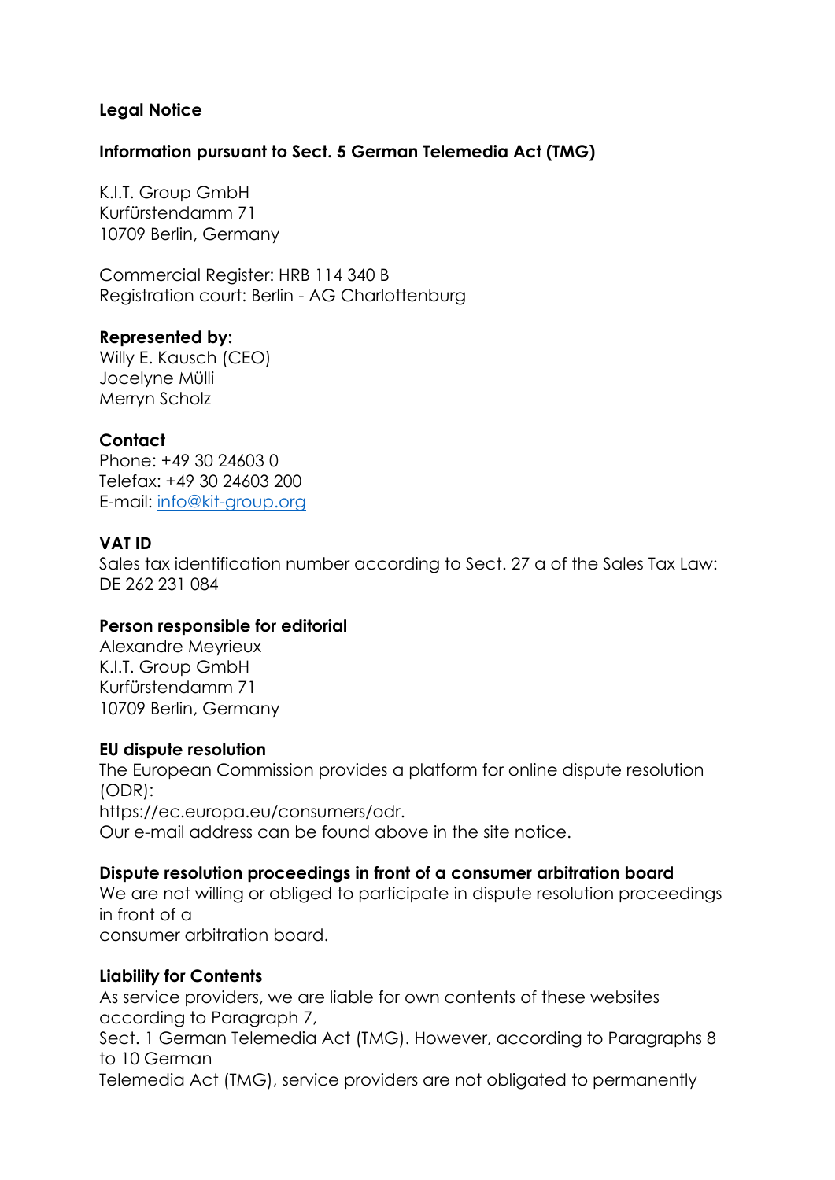# Legal Notice

## Information pursuant to Sect. 5 German Telemedia Act (TMG)

K.I.T. Group GmbH
Kurfürstendamm 71
10709 Berlin, Germany

Commercial Register: HRB 114 340 B
Registration court: Berlin - AG Charlottenburg

**Represented by:**
Willy E. Kausch (CEO)
Jocelyne Mülli
Merryn Scholz

**Contact**
Phone: +49 30 24603 0
Telefax: +49 30 24603 200
E-mail: info@kit-group.org

**VAT ID**
Sales tax identification number according to Sect. 27 a of the Sales Tax Law:
DE 262 231 084

**Person responsible for editorial**
Alexandre Meyrieux
K.I.T. Group GmbH
Kurfürstendamm 71
10709 Berlin, Germany

**EU dispute resolution**
The European Commission provides a platform for online dispute resolution (ODR):
https://ec.europa.eu/consumers/odr.
Our e-mail address can be found above in the site notice.

**Dispute resolution proceedings in front of a consumer arbitration board**
We are not willing or obliged to participate in dispute resolution proceedings in front of a
consumer arbitration board.

**Liability for Contents**
As service providers, we are liable for own contents of these websites according to Paragraph 7,
Sect. 1 German Telemedia Act (TMG). However, according to Paragraphs 8 to 10 German
Telemedia Act (TMG), service providers are not obligated to permanently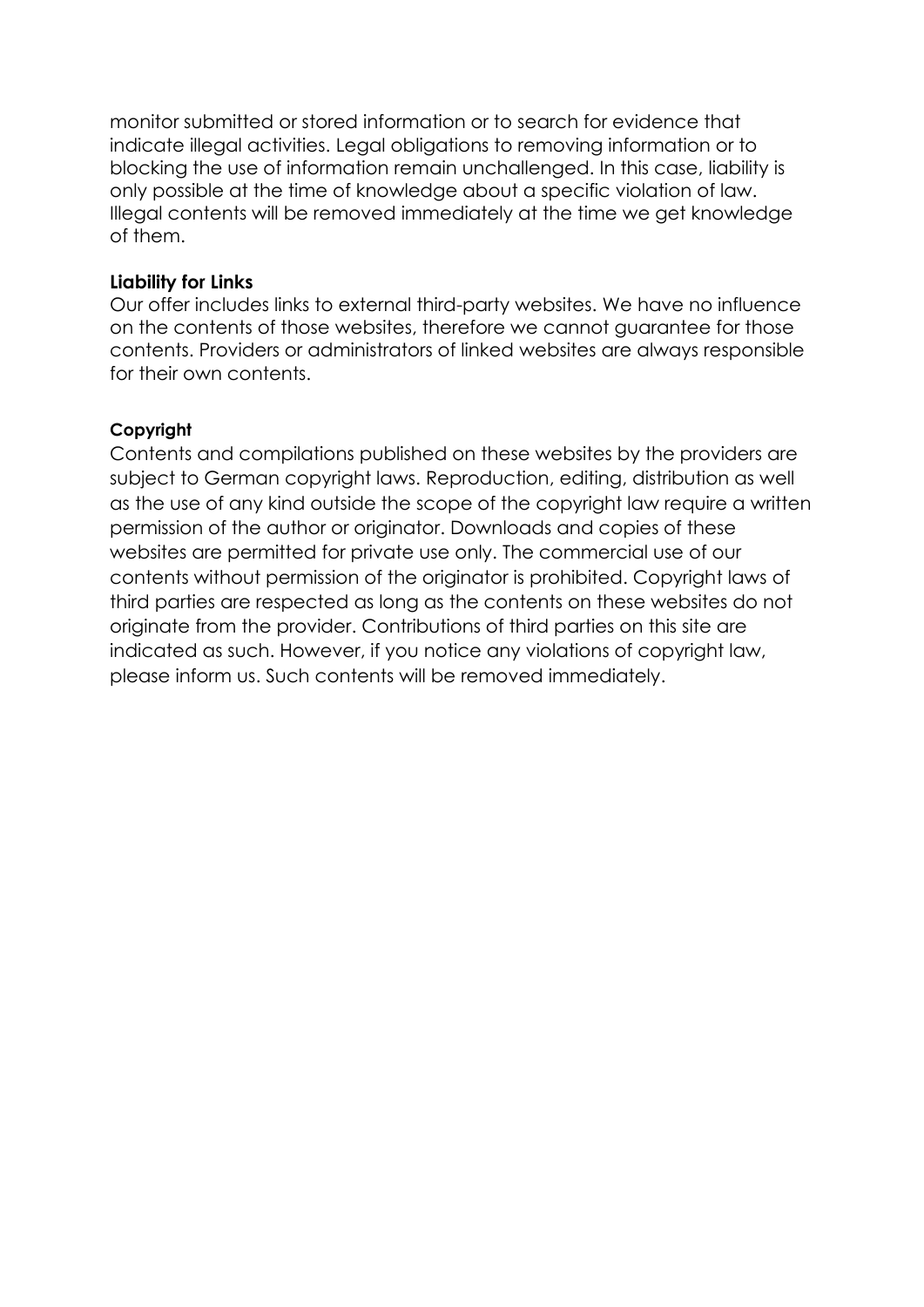monitor submitted or stored information or to search for evidence that indicate illegal activities. Legal obligations to removing information or to blocking the use of information remain unchallenged. In this case, liability is only possible at the time of knowledge about a specific violation of law. Illegal contents will be removed immediately at the time we get knowledge of them.

**Liability for Links**
Our offer includes links to external third-party websites. We have no influence on the contents of those websites, therefore we cannot guarantee for those contents. Providers or administrators of linked websites are always responsible for their own contents.

**Copyright**
Contents and compilations published on these websites by the providers are subject to German copyright laws. Reproduction, editing, distribution as well as the use of any kind outside the scope of the copyright law require a written permission of the author or originator. Downloads and copies of these websites are permitted for private use only. The commercial use of our contents without permission of the originator is prohibited. Copyright laws of third parties are respected as long as the contents on these websites do not originate from the provider. Contributions of third parties on this site are indicated as such. However, if you notice any violations of copyright law, please inform us. Such contents will be removed immediately.